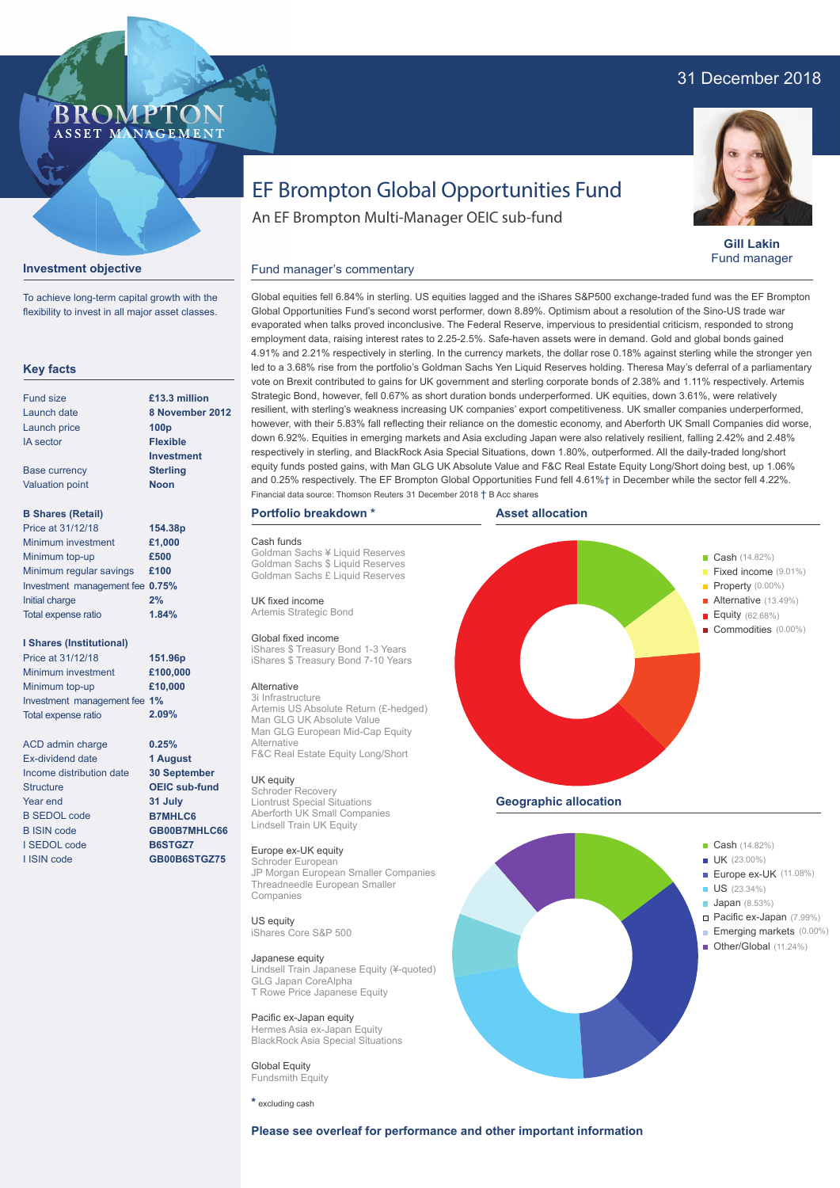31 December 2018

BROMPTON ASSET MANAGEMENT

# EF Brompton Global Opportunities Fund

An EF Brompton Multi-Manager OEIC sub-fund

**Gill Lakin**
Fund manager

## Investment objective

To achieve long-term capital growth with the flexibility to invest in all major asset classes.

## Key facts

| | |
|---|---|
| Fund size | **£13.3 million** |
| Launch date | **8 November 2012** |
| Launch price | **100p** |
| IA sector | **Flexible Investment** |
| Base currency | **Sterling** |
| Valuation point | **Noon** |

**B Shares (Retail)**

| | |
|---|---|
| Price at 31/12/18 | **154.38p** |
| Minimum investment | **£1,000** |
| Minimum top-up | **£500** |
| Minimum regular savings | **£100** |
| Investment management fee | **0.75%** |
| Initial charge | **2%** |
| Total expense ratio | **1.84%** |

**I Shares (Institutional)**

| | |
|---|---|
| Price at 31/12/18 | **151.96p** |
| Minimum investment | **£100,000** |
| Minimum top-up | **£10,000** |
| Investment management fee | **1%** |
| Total expense ratio | **2.09%** |

| | |
|---|---|
| ACD admin charge | **0.25%** |
| Ex-dividend date | **1 August** |
| Income distribution date | **30 September** |
| Structure | **OEIC sub-fund** |
| Year end | **31 July** |
| B SEDOL code | **B7MHLC6** |
| B ISIN code | **GB00B7MHLC66** |
| I SEDOL code | **B6STGZ7** |
| I ISIN code | **GB00B6STGZ75** |

## Fund manager's commentary

Global equities fell 6.84% in sterling. US equities lagged and the iShares S&P500 exchange-traded fund was the EF Brompton Global Opportunities Fund's second worst performer, down 8.89%. Optimism about a resolution of the Sino-US trade war evaporated when talks proved inconclusive. The Federal Reserve, impervious to presidential criticism, responded to strong employment data, raising interest rates to 2.25-2.5%. Safe-haven assets were in demand. Gold and global bonds gained 4.91% and 2.21% respectively in sterling. In the currency markets, the dollar rose 0.18% against sterling while the stronger yen led to a 3.68% rise from the portfolio's Goldman Sachs Yen Liquid Reserves holding. Theresa May's deferral of a parliamentary vote on Brexit contributed to gains for UK government and sterling corporate bonds of 2.38% and 1.11% respectively. Artemis Strategic Bond, however, fell 0.67% as short duration bonds underperformed. UK equities, down 3.61%, were relatively resilient, with sterling's weakness increasing UK companies' export competitiveness. UK smaller companies underperformed, however, with their 5.83% fall reflecting their reliance on the domestic economy, and Aberforth UK Small Companies did worse, down 6.92%. Equities in emerging markets and Asia excluding Japan were also relatively resilient, falling 2.42% and 2.48% respectively in sterling, and BlackRock Asia Special Situations, down 1.80%, outperformed. All the daily-traded long/short equity funds posted gains, with Man GLG UK Absolute Value and F&C Real Estate Equity Long/Short doing best, up 1.06% and 0.25% respectively. The EF Brompton Global Opportunities Fund fell 4.61%† in December while the sector fell 4.22%.

Financial data source: Thomson Reuters 31 December 2018 † B Acc shares

## Portfolio breakdown *

**Cash funds**
Goldman Sachs ¥ Liquid Reserves
Goldman Sachs $ Liquid Reserves
Goldman Sachs £ Liquid Reserves

**UK fixed income**
Artemis Strategic Bond

**Global fixed income**
iShares $ Treasury Bond 1-3 Years
iShares $ Treasury Bond 7-10 Years

**Alternative**
3i Infrastructure
Artemis US Absolute Return (£-hedged)
Man GLG UK Absolute Value
Man GLG European Mid-Cap Equity Alternative
F&C Real Estate Equity Long/Short

**UK equity**
Schroder Recovery
Liontrust Special Situations
Aberforth UK Small Companies
Lindsell Train UK Equity

**Europe ex-UK equity**
Schroder European
JP Morgan European Smaller Companies
Threadneedle European Smaller Companies

**US equity**
iShares Core S&P 500

**Japanese equity**
Lindsell Train Japanese Equity (¥-quoted)
GLG Japan CoreAlpha
T Rowe Price Japanese Equity

**Pacific ex-Japan equity**
Hermes Asia ex-Japan Equity
BlackRock Asia Special Situations

**Global Equity**
Fundsmith Equity

* excluding cash

## Asset allocation

| Asset | % |
|---|---|
| Cash | 14.82% |
| Fixed income | 9.01% |
| Property | 0.00% |
| Alternative | 13.49% |
| Equity | 62.68% |
| Commodities | 0.00% |

## Geographic allocation

| Region | % |
|---|---|
| Cash | 14.82% |
| UK | 23.00% |
| Europe ex-UK | 11.08% |
| US | 23.34% |
| Japan | 8.53% |
| Pacific ex-Japan | 7.99% |
| Emerging markets | 0.00% |
| Other/Global | 11.24% |

**Please see overleaf for performance and other important information**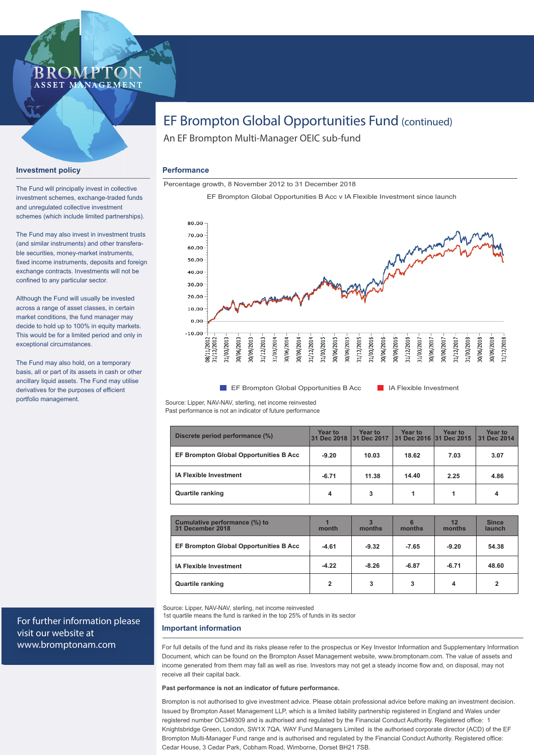BROMPTON
ASSET MANAGEMENT

# EF Brompton Global Opportunities Fund (continued)

An EF Brompton Multi-Manager OEIC sub-fund

## Investment policy

The Fund will principally invest in collective investment schemes, exchange-traded funds and unregulated collective investment schemes (which include limited partnerships).

The Fund may also invest in investment trusts (and similar instruments) and other transferable securities, money-market instruments, fixed income instruments, deposits and foreign exchange contracts. Investments will not be confined to any particular sector.

Although the Fund will usually be invested across a range of asset classes, in certain market conditions, the fund manager may decide to hold up to 100% in equity markets. This would be for a limited period and only in exceptional circumstances.

The Fund may also hold, on a temporary basis, all or part of its assets in cash or other ancillary liquid assets. The Fund may utilise derivatives for the purposes of efficient portfolio management.

For further information please visit our website at www.bromptonam.com

## Performance

Percentage growth, 8 November 2012 to 31 December 2018

EF Brompton Global Opportunities B Acc v IA Flexible Investment since launch

80.00
70.00
60.00
50.00
40.00
30.00
20.00
10.00
0.00
-10.00

08/11/2012 31/12/2012 31/03/2013 30/06/2013 30/09/2013 31/12/2013 31/03/2014 30/06/2014 30/09/2014 31/12/2014 31/03/2015 30/06/2015 30/09/2015 31/12/2015 31/03/2016 30/06/2016 30/09/2016 31/12/2016 31/03/2017 30/06/2017 30/09/2017 31/12/2017 31/03/2018 30/06/2018 30/09/2018 31/12/2018

EF Brompton Global Opportunities B Acc
IA Flexible Investment

Source: Lipper, NAV-NAV, sterling, net income reinvested
Past performance is not an indicator of future performance

| Discrete period performance (%) | Year to 31 Dec 2018 | Year to 31 Dec 2017 | Year to 31 Dec 2016 | Year to 31 Dec 2015 | Year to 31 Dec 2014 |
|---|---|---|---|---|---|
| EF Brompton Global Opportunities B Acc | -9.20 | 10.03 | 18.62 | 7.03 | 3.07 |
| IA Flexible Investment | -6.71 | 11.38 | 14.40 | 2.25 | 4.86 |
| Quartile ranking | 4 | 3 | 1 | 1 | 4 |

| Cumulative performance (%) to 31 December 2018 | 1 month | 3 months | 6 months | 12 months | Since launch |
|---|---|---|---|---|---|
| EF Brompton Global Opportunities B Acc | -4.61 | -9.32 | -7.65 | -9.20 | 54.38 |
| IA Flexible Investment | -4.22 | -8.26 | -6.87 | -6.71 | 48.60 |
| Quartile ranking | 2 | 3 | 3 | 4 | 2 |

Source: Lipper, NAV-NAV, sterling, net income reinvested
1st quartile means the fund is ranked in the top 25% of funds in its sector

## Important information

For full details of the fund and its risks please refer to the prospectus or Key Investor Information and Supplementary Information Document, which can be found on the Brompton Asset Management website, www.bromptonam.com. The value of assets and income generated from them may fall as well as rise. Investors may not get a steady income flow and, on disposal, may not receive all their capital back.

**Past performance is not an indicator of future performance.**

Brompton is not authorised to give investment advice. Please obtain professional advice before making an investment decision. Issued by Brompton Asset Management LLP, which is a limited liability partnership registered in England and Wales under registered number OC349309 and is authorised and regulated by the Financial Conduct Authority. Registered office: 1 Knightsbridge Green, London, SW1X 7QA. WAY Fund Managers Limited is the authorised corporate director (ACD) of the EF Brompton Multi-Manager Fund range and is authorised and regulated by the Financial Conduct Authority. Registered office: Cedar House, 3 Cedar Park, Cobham Road, Wimborne, Dorset BH21 7SB.